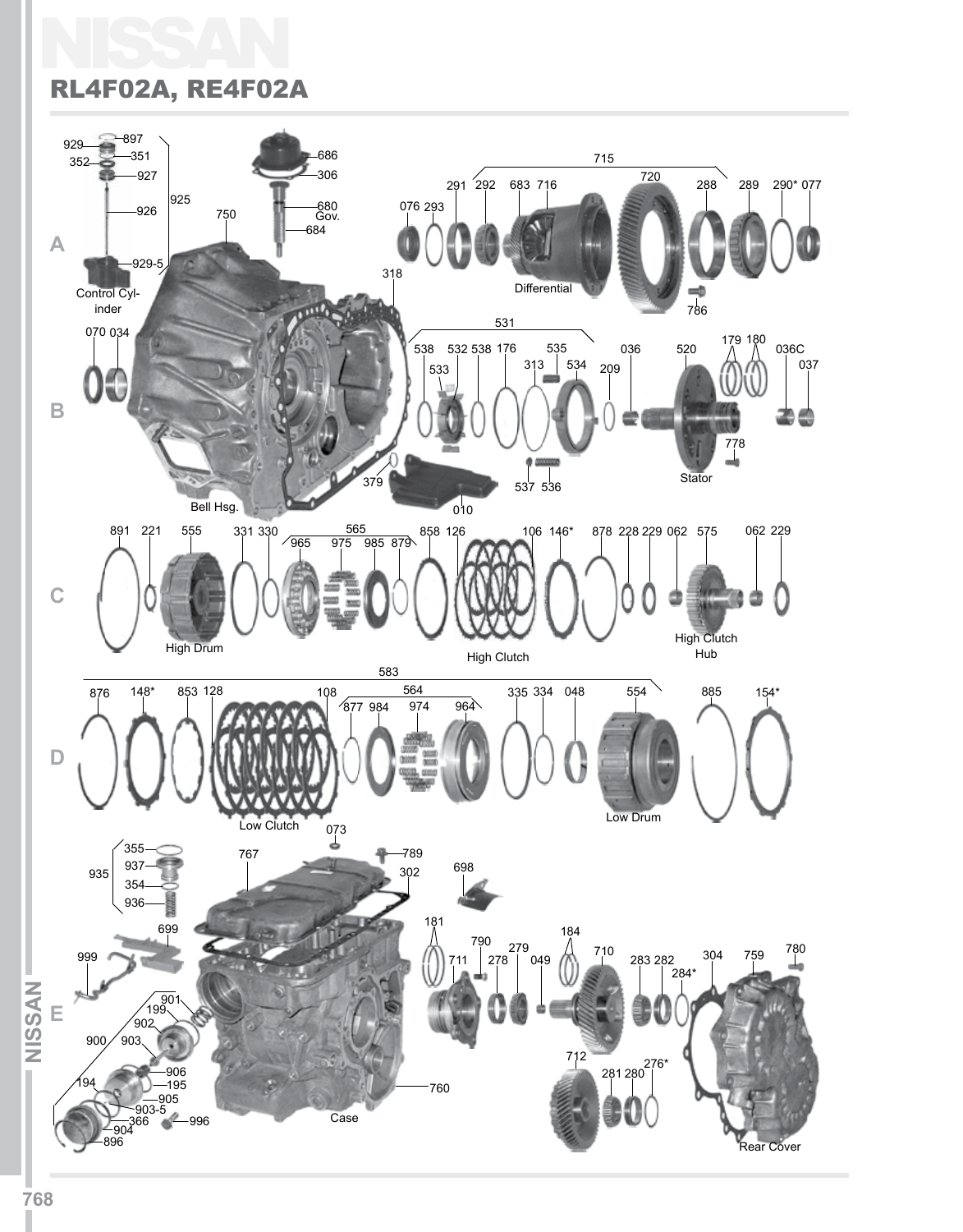# NISSAN

## RL4F02A, RE4F02A

A

929 897 352 351 927 926 925 929-5 Control Cylinder

686 306 680 Gov. 684 750

715 720 291 292 683 716 288 289 290* 077 076 293 Differential 786 318

B

070 034 531 538 532 538 176 535 533 313 534 209 036 520 179 180 036C 037 778 Stator 379 537 536 010 Bell Hsg.

C

891 221 555 High Drum 331 330 565 965 975 985 879 858 126 106 146* High Clutch 878 228 229 062 575 062 229 High Clutch Hub

D

583 876 148* 853 128 108 Low Clutch 564 877 984 974 964 335 334 048 554 Low Drum 885 154*

E

935 355 937 354 936 699 999 767 073 789 302 698 Case 760

901 199 902 900 903 906 195 905 903-5 194 366 904 896 996

181 711 790 278 279 049 184 710 283 282 284* 304 759 780 712 281 280 276* Rear Cover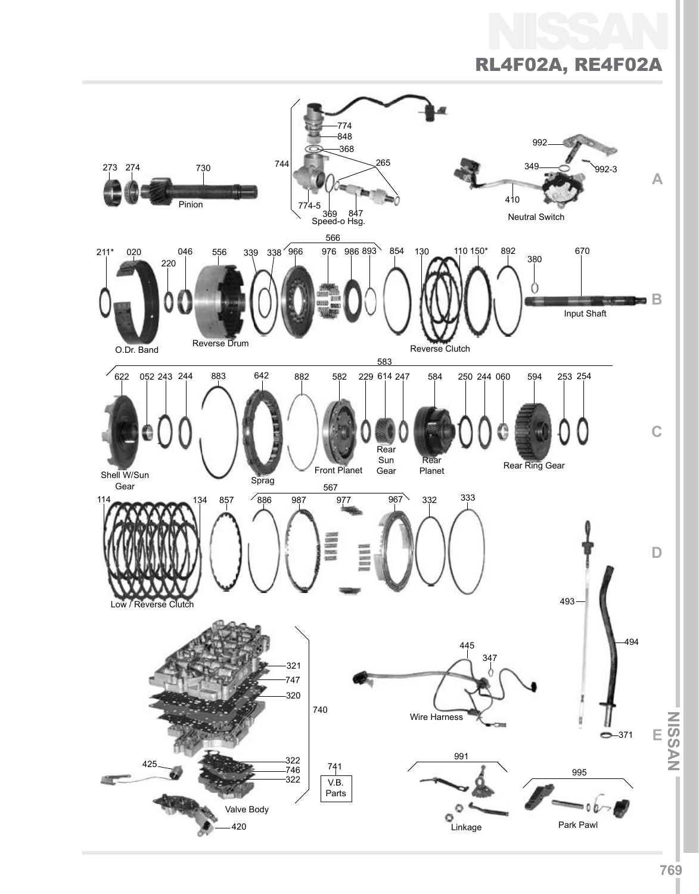# NISSAN

## RL4F02A, RE4F02A

774
848
368
744
265
774-5
369
847
Speed-o Hsg.

273 274 730
Pinion

992
349
992-3
410
Neutral Switch

A

566

211* 020 046 556 339 338 966 976 986 893 854 130 110 150* 892 670
220 380

O.Dr. Band
Reverse Drum
Reverse Clutch
Input Shaft

B

583

622 052 243 244 883 642 882 582 229 614 247 584 250 244 060 594 253 254

Shell W/Sun Gear
Sprag
Front Planet
Rear Sun Gear
Rear Planet
Rear Ring Gear

C

567

114 134 857 886 987 977 967 332 333

Low / Reverse Clutch

D

493
494
371

445
347
Wire Harness

321
747
320
740
322
746
322
425
741
V.B. Parts
Valve Body
420

991
Linkage

995
Park Pawl

E

NISSAN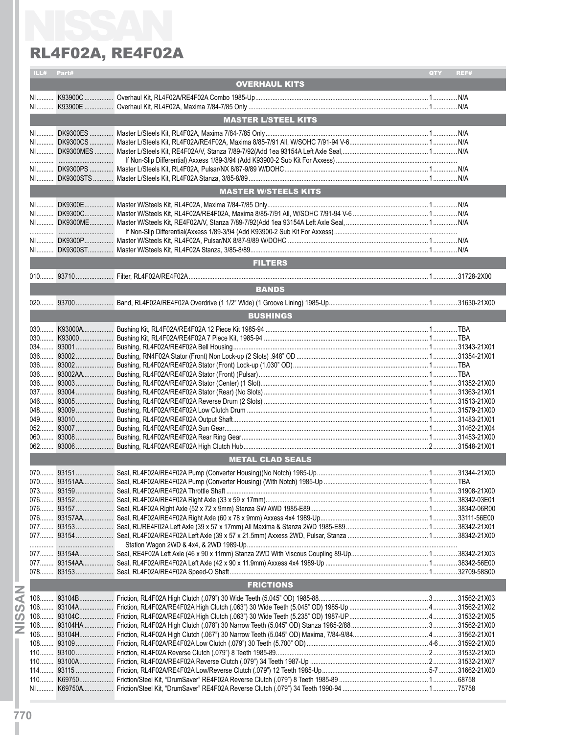# RL4F02A, RE4F02A

| ILL# | Part# | | QTY | REF# |
|---|---|---|---|---|
| | | **OVERHAUL KITS** | | |
| NI | K93900C | Overhaul Kit, RL4F02A/RE4F02A Combo 1985-Up | 1 | N/A |
| NI | K93900E | Overhaul Kit, RL4F02A, Maxima 7/84-7/85 Only | 1 | N/A |
| | | **MASTER L/STEEL KITS** | | |
| NI | DK9300ES | Master L/Steels Kit, RL4F02A, Maxima 7/84-7/85 Only | 1 | N/A |
| NI | DK9300CS | Master L/Steels Kit, RL4F02A/RE4F02A, Maxima 8/85-7/91 All, W/SOHC 7/91-94 V-6 | 1 | N/A |
| NI | DK9300MES | Master L/Steels Kit, RE4F02A/V, Stanza 7/89-7/92(Add 1ea 93154A Left Axle Seal, | 1 | N/A |
| | | If Non-Slip Differential) Axxess 1/89-3/94 (Add K93900-2 Sub Kit For Axxess) | | |
| NI | DK9300PS | Master L/Steels Kit, RL4F02A, Pulsar/NX 8/87-9/89 W/DOHC | 1 | N/A |
| NI | DK9300STS | Master L/Steels Kit, RL4F02A Stanza, 3/85-8/89 | 1 | N/A |
| | | **MASTER W/STEELS KITS** | | |
| NI | DK9300E | Master W/Steels Kit, RL4F02A, Maxima 7/84-7/85 Only | 1 | N/A |
| NI | DK9300C | Master W/Steels Kit, RL4F02A/RE4F02A, Maxima 8/85-7/91 All, W/SOHC 7/91-94 V-6 | 1 | N/A |
| NI | DK9300ME | Master W/Steels Kit, RE4F02A/V, Stanza 7/89-7/92(Add 1ea 93154A Left Axle Seal, | 1 | N/A |
| | | If Non-Slip Differential(Axxess 1/89-3/94 (Add K93900-2 Sub Kit For Axxess) | | |
| NI | DK9300P | Master W/Steels Kit, RL4F02A, Pulsar/NX 8/87-9/89 W/DOHC | 1 | N/A |
| NI | DK9300ST | Master W/Steels Kit, RL4F02A Stanza, 3/85-8/89 | 1 | N/A |
| | | **FILTERS** | | |
| 010 | 93710 | Filter, RL4F02A/RE4F02A | 1 | 31728-2X00 |
| | | **BANDS** | | |
| 020 | 93700 | Band, RL4F02A/RE4F02A Overdrive (1 1/2" Wide) (1 Groove Lining) 1985-Up | 1 | 31630-21X00 |
| | | **BUSHINGS** | | |
| 030 | K93000A | Bushing Kit, RL4F02A/RE4F02A 12 Piece Kit 1985-94 | 1 | TBA |
| 030 | K93000 | Bushing Kit, RL4F02A/RE4F02A 7 Piece Kit, 1985-94 | 1 | TBA |
| 034 | 93001 | Bushing, RL4F02A/RE4F02A Bell Housing | 1 | 31343-21X01 |
| 036 | 93002 | Bushing, RN4F02A Stator (Front) Non Lock-up (2 Slots) .948" OD | 1 | 31354-21X01 |
| 036 | 93002 | Bushing, RL4F02A/RE4F02A Stator (Front) Lock-up (1.030" OD) | 1 | TBA |
| 036 | 93002AA | Bushing, RL4F02A/RE4F02A Stator (Front) (Pulsar) | 1 | TBA |
| 036 | 93003 | Bushing, RL4F02A/RE4F02A Stator (Center) (1 Slot) | 1 | 31352-21X00 |
| 037 | 93004 | Bushing, RL4F02A/RE4F02A Stator (Rear) (No Slots) | 1 | 31363-21X01 |
| 046 | 93005 | Bushing, RL4F02A/RE4F02A Reverse Drum (2 Slots) | 1 | 31513-21X00 |
| 048 | 93009 | Bushing, RL4F02A/RE4F02A Low Clutch Drum | 1 | 31579-21X00 |
| 049 | 93010 | Bushing, RL4F02A/RE4F02A Output Shaft | 1 | 31483-21X01 |
| 052 | 93007 | Bushing, RL4F02A/RE4F02A Sun Gear | 1 | 31462-21X04 |
| 060 | 93008 | Bushing, RL4F02A/RE4F02A Rear Ring Gear | 1 | 31453-21X00 |
| 062 | 93006 | Bushing, RL4F02A/RE4F02A High Clutch Hub | 2 | 31548-21X01 |
| | | **METAL CLAD SEALS** | | |
| 070 | 93151 | Seal, RL4F02A/RE4F02A Pump (Converter Housing)(No Notch) 1985-Up | 1 | 31344-21X00 |
| 070 | 93151AA | Seal, RL4F02A/RE4F02A Pump (Converter Housing) (With Notch) 1985-Up | 1 | TBA |
| 073 | 93159 | Seal, RL4F02A/RE4F02A Throttle Shaft | 1 | 31908-21X00 |
| 076 | 93152 | Seal, RL4F02A/RE4F02A Right Axle (33 x 59 x 17mm) | 1 | 38342-03E01 |
| 076 | 93157 | Seal, RL4F02A Right Axle (52 x 72 x 9mm) Stanza SW AWD 1985-E89 | 1 | 38342-06R00 |
| 076 | 93157AA | Seal, RL4F02A/RE4F02A Right Axle (60 x 78 x 9mm) Axxess 4x4 1989-Up | 1 | 33111-56E00 |
| 077 | 93153 | Seal, RL/RE4F02A Left Axle (39 x 57 x 17mm) All Maxima & Stanza 2WD 1985-E89 | 1 | 38342-21X01 |
| 077 | 93154 | Seal, RL4F02A/RE4F02A Left Axle (39 x 57 x 21.5mm) Axxess 2WD, Pulsar, Stanza | 1 | 38342-21X00 |
| | | Station Wagon 2WD & 4x4, & 2WD 1989-Up | | |
| 077 | 93154A | Seal, RE4F02A Left Axle (46 x 90 x 11mm) Stanza 2WD With Viscous Coupling 89-Up | 1 | 38342-21X03 |
| 077 | 93154AA | Seal, RL4F02A/RE4F02A Left Axle (42 x 90 x 11.9mm) Axxess 4x4 1989-Up | 1 | 38342-56E00 |
| 078 | 83153 | Seal, RL4F02A/RE4F02A Speed-O Shaft | 1 | 32709-58S00 |
| | | **FRICTIONS** | | |
| 106 | 93104B | Friction, RL4F02A High Clutch (.079") 30 Wide Teeth (5.045" OD) 1985-88 | 3 | 31562-21X03 |
| 106 | 93104A | Friction, RL4F02A/RE4F02A High Clutch (.063") 30 Wide Teeth (5.045" OD) 1985-Up | 4 | 31562-21X02 |
| 106 | 93104C | Friction, RL4F02A/RE4F02A High Clutch (.063") 30 Wide Teeth (5.235" OD) 1987-UP | 4 | 31532-21X05 |
| 106 | 93104HA | Friction, RL4F02A High Clutch (.078") 30 Narrow Teeth (5.045" OD) Stanza 1985-2/88 | 3 | 31562-21X00 |
| 106 | 93104H | Friction, RL4F02A High Clutch (.067") 30 Narrow Teeth (5.045" OD) Maxima, 7/84-9/84 | 4 | 31562-21X01 |
| 108 | 93109 | Friction, RL4F02A/RE4F02A Low Clutch (.079") 30 Teeth (5.700" OD) | 4-6 | 31592-21X00 |
| 110 | 93100 | Friction, RL4F02A Reverse Clutch (.079") 8 Teeth 1985-89 | 2 | 31532-21X00 |
| 110 | 93100A | Friction, RL4F02A/RE4F02A Reverse Clutch (.079") 34 Teeth 1987-Up | 2 | 31532-21X07 |
| 114 | 93115 | Friction, RL4F02A/RE4F02A Low/Reverse Clutch (.079") 12 Teeth 1985-Up | 5-7 | 31662-21X00 |
| 110 | K69750 | Friction/Steel Kit, "DrumSaver" RE4F02A Reverse Clutch (.079") 8 Teeth 1985-89 | 1 | 68758 |
| NI | K69750A | Friction/Steel Kit, "DrumSaver" RE4F02A Reverse Clutch (.079") 34 Teeth 1990-94 | 1 | 75758 |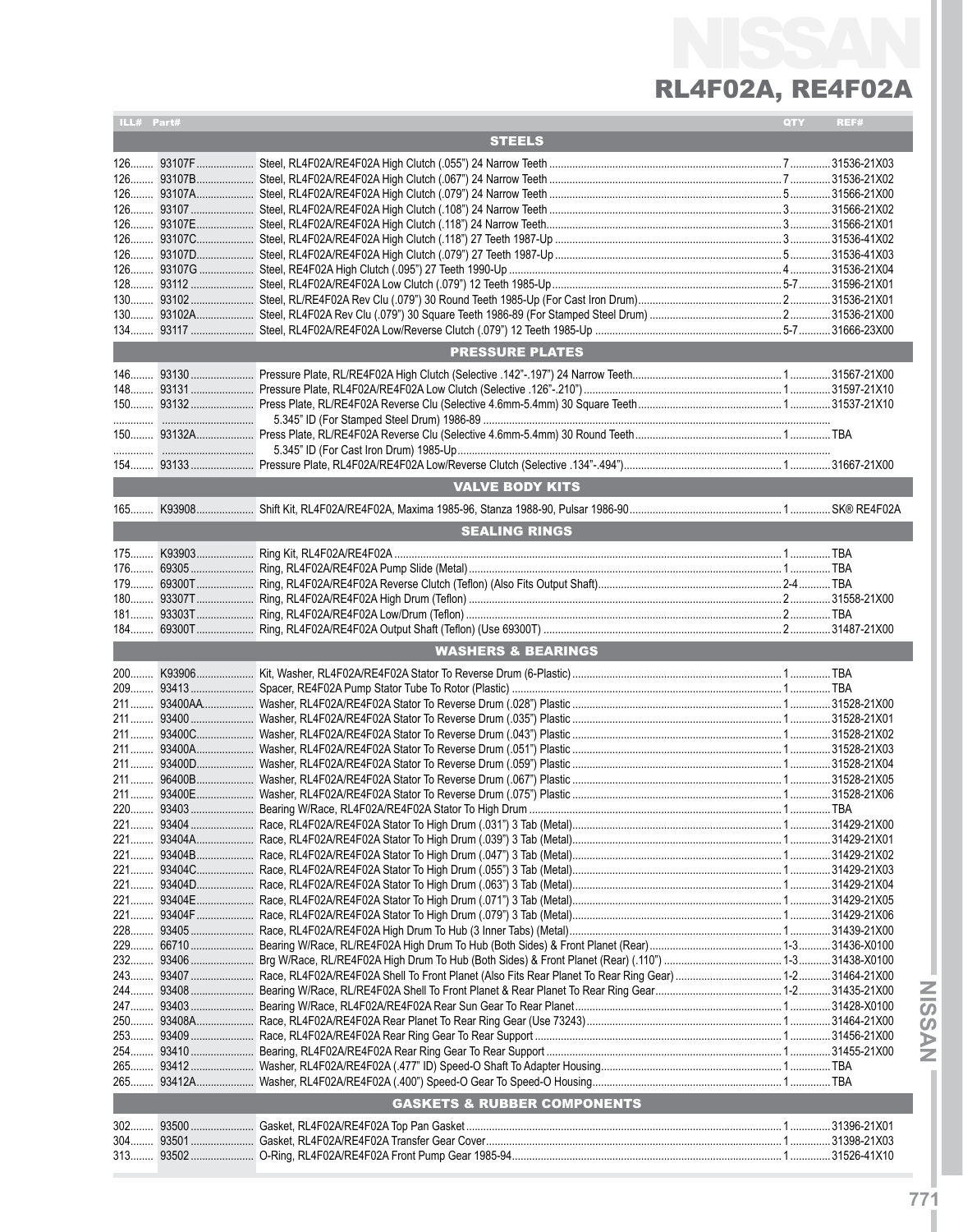# NISSAN

## RL4F02A, RE4F02A

| ILL# | Part# | | QTY | REF# |
|---|---|---|---|---|
| | | **STEELS** | | |
| 126 | 93107F | Steel, RL4F02A/RE4F02A High Clutch (.055") 24 Narrow Teeth | 7 | 31536-21X03 |
| 126 | 93107B | Steel, RL4F02A/RE4F02A High Clutch (.067") 24 Narrow Teeth | 7 | 31536-21X02 |
| 126 | 93107A | Steel, RL4F02A/RE4F02A High Clutch (.079") 24 Narrow Teeth | 5 | 31566-21X00 |
| 126 | 93107 | Steel, RL4F02A/RE4F02A High Clutch (.108") 24 Narrow Teeth | 3 | 31566-21X02 |
| 126 | 93107E | Steel, RL4F02A/RE4F02A High Clutch (.118") 24 Narrow Teeth | 3 | 31566-21X01 |
| 126 | 93107C | Steel, RL4F02A/RE4F02A High Clutch (.118") 27 Teeth 1987-Up | 3 | 31536-41X02 |
| 126 | 93107D | Steel, RL4F02A/RE4F02A High Clutch (.079") 27 Teeth 1987-Up | 5 | 31536-41X03 |
| 126 | 93107G | Steel, RE4F02A High Clutch (.095") 27 Teeth 1990-Up | 4 | 31536-21X04 |
| 128 | 93112 | Steel, RL4F02A/RE4F02A Low Clutch (.079") 12 Teeth 1985-Up | 5-7 | 31596-21X01 |
| 130 | 93102 | Steel, RL/RE4F02A Rev Clu (.079") 30 Round Teeth 1985-Up (For Cast Iron Drum) | 2 | 31536-21X01 |
| 130 | 93102A | Steel, RL4F02A Rev Clu (.079") 30 Square Teeth 1986-89 (For Stamped Steel Drum) | 2 | 31536-21X00 |
| 134 | 93117 | Steel, RL4F02A/RE4F02A Low/Reverse Clutch (.079") 12 Teeth 1985-Up | 5-7 | 31666-23X00 |
| | | **PRESSURE PLATES** | | |
| 146 | 93130 | Pressure Plate, RL/RE4F02A High Clutch (Selective .142"-.197") 24 Narrow Teeth | 1 | 31567-21X00 |
| 148 | 93131 | Pressure Plate, RL4F02A/RE4F02A Low Clutch (Selective .126"-.210") | 1 | 31597-21X10 |
| 150 | 93132 | Press Plate, RL/RE4F02A Reverse Clu (Selective 4.6mm-5.4mm) 30 Square Teeth 5.345" ID (For Stamped Steel Drum) 1986-89 | 1 | 31537-21X10 |
| 150 | 93132A | Press Plate, RL/RE4F02A Reverse Clu (Selective 4.6mm-5.4mm) 30 Round Teeth 5.345" ID (For Cast Iron Drum) 1985-Up | 1 | TBA |
| 154 | 93133 | Pressure Plate, RL4F02A/RE4F02A Low/Reverse Clutch (Selective .134"-.494") | 1 | 31667-21X00 |
| | | **VALVE BODY KITS** | | |
| 165 | K93908 | Shift Kit, RL4F02A/RE4F02A, Maxima 1985-96, Stanza 1988-90, Pulsar 1986-90 | 1 | SK® RE4F02A |
| | | **SEALING RINGS** | | |
| 175 | K93903 | Ring Kit, RL4F02A/RE4F02A | 1 | TBA |
| 176 | 69305 | Ring, RL4F02A/RE4F02A Pump Slide (Metal) | 1 | TBA |
| 179 | 69300T | Ring, RL4F02A/RE4F02A Reverse Clutch (Teflon) (Also Fits Output Shaft) | 2-4 | TBA |
| 180 | 93307T | Ring, RL4F02A/RE4F02A High Drum (Teflon) | 2 | 31558-21X00 |
| 181 | 93303T | Ring, RL4F02A/RE4F02A Low/Drum (Teflon) | 2 | TBA |
| 184 | 69300T | Ring, RL4F02A/RE4F02A Output Shaft (Teflon) (Use 69300T) | 2 | 31487-21X00 |
| | | **WASHERS & BEARINGS** | | |
| 200 | K93906 | Kit, Washer, RL4F02A/RE4F02A Stator To Reverse Drum (6-Plastic) | 1 | TBA |
| 209 | 93413 | Spacer, RE4F02A Pump Stator Tube To Rotor (Plastic) | 1 | TBA |
| 211 | 93400AA | Washer, RL4F02A/RE4F02A Stator To Reverse Drum (.028") Plastic | 1 | 31528-21X00 |
| 211 | 93400 | Washer, RL4F02A/RE4F02A Stator To Reverse Drum (.035") Plastic | 1 | 31528-21X01 |
| 211 | 93400C | Washer, RL4F02A/RE4F02A Stator To Reverse Drum (.043") Plastic | 1 | 31528-21X02 |
| 211 | 93400A | Washer, RL4F02A/RE4F02A Stator To Reverse Drum (.051") Plastic | 1 | 31528-21X03 |
| 211 | 93400D | Washer, RL4F02A/RE4F02A Stator To Reverse Drum (.059") Plastic | 1 | 31528-21X04 |
| 211 | 96400B | Washer, RL4F02A/RE4F02A Stator To Reverse Drum (.067") Plastic | 1 | 31528-21X05 |
| 211 | 93400E | Washer, RL4F02A/RE4F02A Stator To Reverse Drum (.075") Plastic | 1 | 31528-21X06 |
| 220 | 93403 | Bearing W/Race, RL4F02A/RE4F02A Stator To High Drum | 1 | TBA |
| 221 | 93404 | Race, RL4F02A/RE4F02A Stator To High Drum (.031") 3 Tab (Metal) | 1 | 31429-21X00 |
| 221 | 93404A | Race, RL4F02A/RE4F02A Stator To High Drum (.039") 3 Tab (Metal) | 1 | 31429-21X01 |
| 221 | 93404B | Race, RL4F02A/RE4F02A Stator To High Drum (.047") 3 Tab (Metal) | 1 | 31429-21X02 |
| 221 | 93404C | Race, RL4F02A/RE4F02A Stator To High Drum (.055") 3 Tab (Metal) | 1 | 31429-21X03 |
| 221 | 93404D | Race, RL4F02A/RE4F02A Stator To High Drum (.063") 3 Tab (Metal) | 1 | 31429-21X04 |
| 221 | 93404E | Race, RL4F02A/RE4F02A Stator To High Drum (.071") 3 Tab (Metal) | 1 | 31429-21X05 |
| 221 | 93404F | Race, RL4F02A/RE4F02A Stator To High Drum (.079") 3 Tab (Metal) | 1 | 31429-21X06 |
| 228 | 93405 | Race, RL4F02A/RE4F02A High Drum To Hub (3 Inner Tabs) (Metal) | 1 | 31439-21X00 |
| 229 | 66710 | Bearing W/Race, RL/RE4F02A High Drum To Hub (Both Sides) & Front Planet (Rear) | 1-3 | 31436-X0100 |
| 232 | 93406 | Brg W/Race, RL/RE4F02A High Drum To Hub (Both Sides) & Front Planet (Rear) (.110") | 1-3 | 31438-X0100 |
| 243 | 93407 | Race, RL4F02A/RE4F02A Shell To Front Planet (Also Fits Rear Planet To Rear Ring Gear) | 1-2 | 31464-21X00 |
| 244 | 93408 | Bearing W/Race, RL/RE4F02A Shell To Front Planet & Rear Planet To Rear Ring Gear | 1-2 | 31435-21X00 |
| 247 | 93403 | Bearing W/Race, RL4F02A/RE4F02A Rear Sun Gear To Rear Planet | 1 | 31428-X0100 |
| 250 | 93408A | Race, RL4F02A/RE4F02A Rear Planet To Rear Ring Gear (Use 73243) | 1 | 31464-21X00 |
| 253 | 93409 | Race, RL4F02A/RE4F02A Rear Ring Gear To Rear Support | 1 | 31456-21X00 |
| 254 | 93410 | Bearing, RL4F02A/RE4F02A Rear Ring Gear To Rear Support | 1 | 31455-21X00 |
| 265 | 93412 | Washer, RL4F02A/RE4F02A (.477" ID) Speed-O Shaft To Adapter Housing | 1 | TBA |
| 265 | 93412A | Washer, RL4F02A/RE4F02A (.400") Speed-O Gear To Speed-O Housing | 1 | TBA |
| | | **GASKETS & RUBBER COMPONENTS** | | |
| 302 | 93500 | Gasket, RL4F02A/RE4F02A Top Pan Gasket | 1 | 31396-21X01 |
| 304 | 93501 | Gasket, RL4F02A/RE4F02A Transfer Gear Cover | 1 | 31398-21X03 |
| 313 | 93502 | O-Ring, RL4F02A/RE4F02A Front Pump Gear 1985-94 | 1 | 31526-41X10 |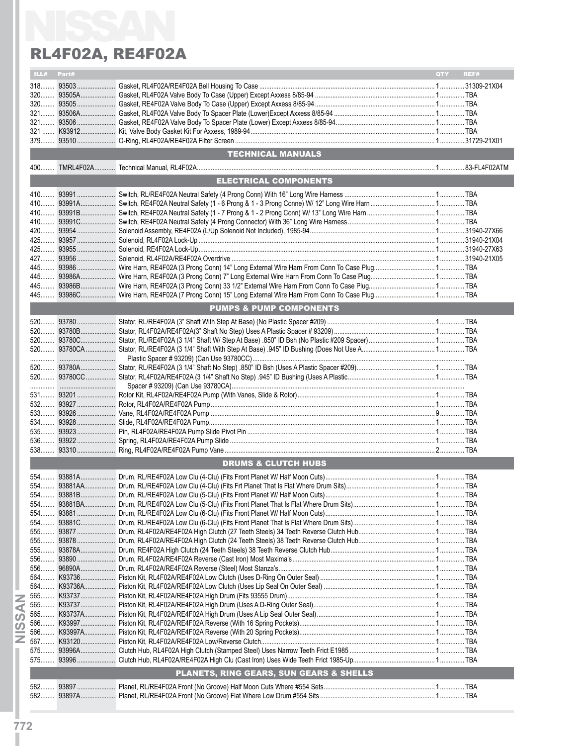# RL4F02A, RE4F02A

| ILL# | Part# | | QTY | REF# |
|---|---|---|---|---|
| 318 | 93503 | Gasket, RL4F02A/RE4F02A Bell Housing To Case | 1 | 31309-21X04 |
| 320 | 93505A | Gasket, RL4F02A Valve Body To Case (Upper) Except Axxess 8/85-94 | 1 | TBA |
| 320 | 93505 | Gasket, RE4F02A Valve Body To Case (Upper) Except Axxess 8/85-94 | 1 | TBA |
| 321 | 93506A | Gasket, RL4F02A Valve Body To Spacer Plate (Lower)Except Axxess 8/85-94 | 1 | TBA |
| 321 | 93506 | Gasket, RE4F02A Valve Body To Spacer Plate (Lower) Except Axxess 8/85-94 | 1 | TBA |
| 321 | K93912 | Kit, Valve Body Gasket Kit For Axxess, 1989-94 | 1 | TBA |
| 379 | 93510 | O-Ring, RL4F02A/RE4F02A Filter Screen | 1 | 31729-21X01 |
| | | **TECHNICAL MANUALS** | | |
| 400 | TMRL4F02A | Technical Manual, RL4F02A | 1 | 83-FL4F02ATM |
| | | **ELECTRICAL COMPONENTS** | | |
| 410 | 93991 | Switch, RL/RE4F02A Neutral Safety (4 Prong Conn) With 16" Long Wire Harness | 1 | TBA |
| 410 | 93991A | Switch, RE4F02A Neutral Safety (1 - 6 Prong & 1 - 3 Prong Conne) W/ 12" Long Wire Harn | 1 | TBA |
| 410 | 93991B | Switch, RE4F02A Neutral Safety (1 - 7 Prong & 1 - 2 Prong Conn) W/ 13" Long Wire Harn | 1 | TBA |
| 410 | 93991C | Switch, RE4F02A Neutral Safety (4 Prong Connector) With 36" Long Wire Harness | 1 | TBA |
| 420 | 93954 | Solenoid Assembly, RE4F02A (L/Up Solenoid Not Included), 1985-94 | 1 | 31940-27X66 |
| 425 | 93957 | Solenoid, RL4F02A Lock-Up | 1 | 31940-21X04 |
| 425 | 93955 | Solenoid, RE4F02A Lock-Up | 1 | 31940-27X63 |
| 427 | 93956 | Solenoid, RL4F02A/RE4F02A Overdrive | 1 | 31940-21X05 |
| 445 | 93986 | Wire Harn, RE4F02A (3 Prong Conn) 14" Long External Wire Harn From Conn To Case Plug | 1 | TBA |
| 445 | 93986A | Wire Harn, RE4F02A (3 Prong Conn) 7" Long External Wire Harn From Conn To Case Plug | 1 | TBA |
| 445 | 93986B | Wire Harn, RE4F02A (3 Prong Conn) 33 1/2" External Wire Harn From Conn To Case Plug | 1 | TBA |
| 445 | 93986C | Wire Harn, RE4F02A (7 Prong Conn) 15" Long External Wire Harn From Conn To Case Plug | 1 | TBA |
| | | **PUMPS & PUMP COMPONENTS** | | |
| 520 | 93780 | Stator, RL/RE4F02A (3" Shaft With Step At Base) (No Plastic Spacer #209) | 1 | TBA |
| 520 | 93780B | Stator, RL4F02A/RE4F02A(3" Shaft No Step) Uses A Plastic Spacer # 93209) | 1 | TBA |
| 520 | 93780C | Stator, RL/RE4F02A (3 1/4" Shaft W/ Step At Base) .850" ID Bsh (No Plastic #209 Spacer) | 1 | TBA |
| 520 | 93780CA | Stator, RL/RE4F02A (3 1/4" Shaft With Step At Base) .945" ID Bushing (Does Not Use A Plastic Spacer # 93209) (Can Use 93780CC) | 1 | TBA |
| 520 | 93780A | Stator, RL/RE4F02A (3 1/4" Shaft No Step) .850" ID Bsh (Uses A Plastic Spacer #209) | 1 | TBA |
| 520 | 93780CC | Stator, RL4F02A/RE4F02A (3 1/4" Shaft No Step) .945" ID Bushing (Uses A Plastic Spacer # 93209) (Can Use 93780CA) | 1 | TBA |
| 531 | 93201 | Rotor Kit, RL4F02A/RE4F02A Pump (With Vanes, Slide & Rotor) | 1 | TBA |
| 532 | 93927 | Rotor, RL4F02A/RE4F02A Pump | 1 | TBA |
| 533 | 93926 | Vane, RL4F02A/RE4F02A Pump | 9 | TBA |
| 534 | 93928 | Slide, RL4F02A/RE4F02A Pump | 1 | TBA |
| 535 | 93923 | Pin, RL4F02A/RE4F02A Pump Slide Pivot Pin | 1 | TBA |
| 536 | 93922 | Spring, RL4F02A/RE4F02A Pump Slide | 1 | TBA |
| 538 | 93310 | Ring, RL4F02A/RE4F02A Pump Vane | 2 | TBA |
| | | **DRUMS & CLUTCH HUBS** | | |
| 554 | 93881A | Drum, RL/RE4F02A Low Clu (4-Clu) (Fits Front Planet W/ Half Moon Cuts) | 1 | TBA |
| 554 | 93881AA | Drum, RL/RE4F02A Low Clu (4-Clu) (Fits Frt Planet That Is Flat Where Drum Sits) | 1 | TBA |
| 554 | 93881B | Drum, RL/RE4F02A Low Clu (5-Clu) (Fits Front Planet W/ Half Moon Cuts) | 1 | TBA |
| 554 | 93881BA | Drum, RL/RE4F02A Low Clu (5-Clu) (Fits Front Planet That Is Flat Where Drum Sits) | 1 | TBA |
| 554 | 93881 | Drum, RL/RE4F02A Low Clu (6-Clu) (Fits Front Planet W/ Half Moon Cuts) | 1 | TBA |
| 554 | 93881C | Drum, RL/RE4F02A Low Clu (6-Clu) (Fits Front Planet That Is Flat Where Drum Sits) | 1 | TBA |
| 555 | 93877 | Drum, RL4F02A/RE4F02A High Clutch (27 Teeth Steels) 34 Teeth Reverse Clutch Hub | 1 | TBA |
| 555 | 93878 | Drum, RL4F02A/RE4F02A High Clutch (24 Teeth Steels) 38 Teeth Reverse Clutch Hub | 1 | TBA |
| 555 | 93878A | Drum, RE4F02A High Clutch (24 Teeth Steels) 38 Teeth Reverse Clutch Hub | 1 | TBA |
| 556 | 93890 | Drum, RL4F02A/RE4F02A Reverse (Cast Iron) Most Maxima's | 1 | TBA |
| 556 | 96890A | Drum, RL4F02A/RE4F02A Reverse (Steel) Most Stanza's | 1 | TBA |
| 564 | K93736 | Piston Kit, RL4F02A/RE4F02A Low Clutch (Uses D-Ring On Outer Seal) | 1 | TBA |
| 564 | K93736A | Piston Kit, RL4F02A/RE4F02A Low Clutch (Uses Lip Seal On Outer Seal) | 1 | TBA |
| 565 | K93737 | Piston Kit, RL4F02A/RE4F02A High Drum (Fits 93555 Drum) | 1 | TBA |
| 565 | K93737 | Piston Kit, RL4F02A/RE4F02A High Drum (Uses A D-Ring Outer Seal) | 1 | TBA |
| 565 | K93737A | Piston Kit, RL4F02A/RE4F02A High Drum (Uses A Lip Seal Outer Seal) | 1 | TBA |
| 566 | K93997 | Piston Kit, RL4F02A/RE4F02A Reverse (With 16 Spring Pockets) | 1 | TBA |
| 566 | K93997A | Piston Kit, RL4F02A/RE4F02A Reverse (With 20 Spring Pockets) | 1 | TBA |
| 567 | K93120 | Piston Kit, RL4F02A/RE4F02A Low/Reverse Clutch | 1 | TBA |
| 575 | 93996A | Clutch Hub, RL4F02A High Clutch (Stamped Steel) Uses Narrow Teeth Frict E1985 | 1 | TBA |
| 575 | 93996 | Clutch Hub, RL4F02A/RE4F02A High Clu (Cast Iron) Uses Wide Teeth Frict 1985-Up | 1 | TBA |
| | | **PLANETS, RING GEARS, SUN GEARS & SHELLS** | | |
| 582 | 93897 | Planet, RL/RE4F02A Front (No Groove) Half Moon Cuts Where #554 Sets | 1 | TBA |
| 582 | 93897A | Planet, RL/RE4F02A Front (No Groove) Flat Where Low Drum #554 Sits | 1 | TBA |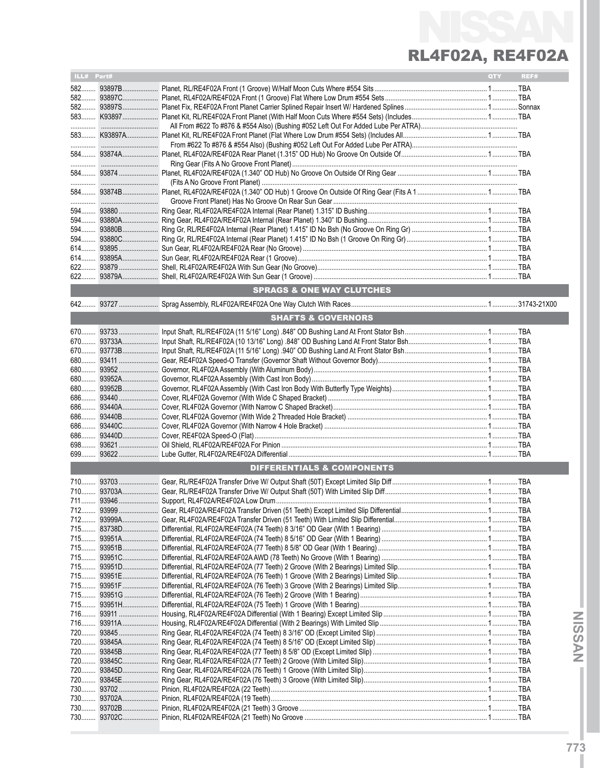# RL4F02A, RE4F02A

| ILL# | Part# | | QTY | REF# |
|---|---|---|---|---|
| 582 | 93897B | Planet, RL/RE4F02A Front (1 Groove) W/Half Moon Cuts Where #554 Sits | 1 | TBA |
| 582 | 93897C | Planet, RL4F02A/RE4F02A Front (1 Groove) Flat Where Low Drum #554 Sets | 1 | TBA |
| 582 | 93897S | Planet Fix, RE4F02A Front Planet Carrier Splined Repair Insert W/ Hardened Splines | 1 | Sonnax |
| 583 | K93897 | Planet Kit, RL/RE4F02A Front Planet (With Half Moon Cuts Where #554 Sets) (Includes All From #622 To #876 & #554 Also) (Bushing #052 Left Out For Added Lube Per ATRA) | 1 | TBA |
| 583 | K93897A | Planet Kit, RL/RE4F02A Front Planet (Flat Where Low Drum #554 Sets) (Includes All From #622 To #876 & #554 Also) (Bushing #052 Left Out For Added Lube Per ATRA) | 1 | TBA |
| 584 | 93874A | Planet, RL4F02A/RE4F02A Rear Planet (1.315" OD Hub) No Groove On Outside Of Ring Gear (Fits A No Groove Front Planet) | 1 | TBA |
| 584 | 93874 | Planet, RL4F02A/RE4F02A (1.340" OD Hub) No Groove On Outside Of Ring Gear (Fits A No Groove Front Planet) | 1 | TBA |
| 584 | 93874B | Planet, RL4F02A/RE4F02A (1.340" OD Hub) 1 Groove On Outside Of Ring Gear (Fits A 1 Groove Front Planet) Has No Groove On Rear Sun Gear | 1 | TBA |
| 594 | 93880 | Ring Gear, RL4F02A/RE4F02A Internal (Rear Planet) 1.315" ID Bushing | 1 | TBA |
| 594 | 93880A | Ring Gear, RL4F02A/RE4F02A Internal (Rear Planet) 1.340" ID Bushing | 1 | TBA |
| 594 | 93880B | Ring Gr, RL/RE4F02A Internal (Rear Planet) 1.415" ID No Bsh (No Groove On Ring Gr) | 1 | TBA |
| 594 | 93880C | Ring Gr, RL/RE4F02A Internal (Rear Planet) 1.415" ID No Bsh (1 Groove On Ring Gr) | 1 | TBA |
| 614 | 93895 | Sun Gear, RL4F02A/RE4F02A Rear (No Groove) | 1 | TBA |
| 614 | 93895A | Sun Gear, RL4F02A/RE4F02A Rear (1 Groove) | 1 | TBA |
| 622 | 93879 | Shell, RL4F02A/RE4F02A With Sun Gear (No Groove) | 1 | TBA |
| 622 | 93879A | Shell, RL4F02A/RE4F02A With Sun Gear (1 Groove) | 1 | TBA |

## SPRAGS & ONE WAY CLUTCHES

| ILL# | Part# | | QTY | REF# |
|---|---|---|---|---|
| 642 | 93727 | Sprag Assembly, RL4F02A/RE4F02A One Way Clutch With Races | 1 | 31743-21X00 |

## SHAFTS & GOVERNORS

| ILL# | Part# | | QTY | REF# |
|---|---|---|---|---|
| 670 | 93733 | Input Shaft, RL/RE4F02A (11 5/16" Long) .848" OD Bushing Land At Front Stator Bsh | 1 | TBA |
| 670 | 93733A | Input Shaft, RL/RE4F02A (10 13/16" Long) .848" OD Bushing Land At Front Stator Bsh | 1 | TBA |
| 670 | 93773B | Input Shaft, RL/RE4F02A (11 5/16" Long) .940" OD Bushing Land At Front Stator Bsh | 1 | TBA |
| 680 | 93411 | Gear, RE4F02A Speed-O Transfer (Governor Shaft Without Governor Body) | 1 | TBA |
| 680 | 93952 | Governor, RL4F02A Assembly (With Aluminum Body) | 1 | TBA |
| 680 | 93952A | Governor, RL4F02A Assembly (With Cast Iron Body) | 1 | TBA |
| 680 | 93952B | Governor, RL4F02A Assembly (With Cast Iron Body With Butterfly Type Weights) | 1 | TBA |
| 686 | 93440 | Cover, RL4F02A Governor (With Wide C Shaped Bracket) | 1 | TBA |
| 686 | 93440A | Cover, RL4F02A Governor (With Narrow C Shaped Bracket) | 1 | TBA |
| 686 | 93440B | Cover, RL4F02A Governor (With Wide 2 Threaded Hole Bracket) | 1 | TBA |
| 686 | 93440C | Cover, RL4F02A Governor (With Narrow 4 Hole Bracket) | 1 | TBA |
| 686 | 93440D | Cover, RE4F02A Speed-O (Flat) | 1 | TBA |
| 698 | 93621 | Oil Shield, RL4F02A/RE4F02A For Pinion | 1 | TBA |
| 699 | 93622 | Lube Gutter, RL4F02A/RE4F02A Differential | 1 | TBA |

## DIFFERENTIALS & COMPONENTS

| ILL# | Part# | | QTY | REF# |
|---|---|---|---|---|
| 710 | 93703 | Gear, RL/RE4F02A Transfer Drive W/ Output Shaft (50T) Except Limited Slip Diff | 1 | TBA |
| 710 | 93703A | Gear, RL/RE4F02A Transfer Drive W/ Output Shaft (50T) With Limited Slip Diff | 1 | TBA |
| 711 | 93946 | Support, RL4F02A/RE4F02A Low Drum | 1 | TBA |
| 712 | 93999 | Gear, RL4F02A/RE4F02A Transfer Driven (51 Teeth) Except Limited Slip Differential | 1 | TBA |
| 712 | 93999A | Gear, RL4F02A/RE4F02A Transfer Driven (51 Teeth) With Limited Slip Differential | 1 | TBA |
| 715 | 83738D | Differential, RL4F02A/RE4F02A (74 Teeth) 8 3/16" OD Gear (With 1 Bearing) | 1 | TBA |
| 715 | 93951A | Differential, RL4F02A/RE4F02A (74 Teeth) 8 5/16" OD Gear (With 1 Bearing) | 1 | TBA |
| 715 | 93951B | Differential, RL4F02A/RE4F02A (77 Teeth) 8 5/8" OD Gear (With 1 Bearing) | 1 | TBA |
| 715 | 93951C | Differential, RL4F02A/RE4F02A AWD (78 Teeth) No Groove (With 1 Bearing) | 1 | TBA |
| 715 | 93951D | Differential, RL4F02A/RE4F02A (77 Teeth) 2 Groove (With 2 Bearings) Limited Slip | 1 | TBA |
| 715 | 93951E | Differential, RL4F02A/RE4F02A (76 Teeth) 1 Groove (With 2 Bearings) Limited Slip | 1 | TBA |
| 715 | 93951F | Differential, RL4F02A/RE4F02A (76 Teeth) 3 Groove (With 2 Bearings) Limited Slip | 1 | TBA |
| 715 | 93951G | Differential, RL4F02A/RE4F02A (76 Teeth) 2 Groove (With 1 Bearing) | 1 | TBA |
| 715 | 93951H | Differential, RL4F02A/RE4F02A (75 Teeth) 1 Groove (With 1 Bearing) | 1 | TBA |
| 716 | 93911 | Housing, RL4F02A/RE4F02A Differential (With 1 Bearing) Except Limited Slip | 1 | TBA |
| 716 | 93911A | Housing, RL4F02A/RE4F02A Differential (With 2 Bearings) With Limited Slip | 1 | TBA |
| 720 | 93845 | Ring Gear, RL4F02A/RE4F02A (74 Teeth) 8 3/16" OD (Except Limited Slip) | 1 | TBA |
| 720 | 93845A | Ring Gear, RL4F02A/RE4F02A (74 Teeth) 8 5/16" OD (Except Limited Slip) | 1 | TBA |
| 720 | 93845B | Ring Gear, RL4F02A/RE4F02A (77 Teeth) 8 5/8" OD (Except Limited Slip) | 1 | TBA |
| 720 | 93845C | Ring Gear, RL4F02A/RE4F02A (77 Teeth) 2 Groove (With Limited Slip) | 1 | TBA |
| 720 | 93845D | Ring Gear, RL4F02A/RE4F02A (76 Teeth) 1 Groove (With Limited Slip) | 1 | TBA |
| 720 | 93845E | Ring Gear, RL4F02A/RE4F02A (76 Teeth) 3 Groove (With Limited Slip) | 1 | TBA |
| 730 | 93702 | Pinion, RL4F02A/RE4F02A (22 Teeth) | 1 | TBA |
| 730 | 93702A | Pinion, RL4F02A/RE4F02A (19 Teeth) | 1 | TBA |
| 730 | 93702B | Pinion, RL4F02A/RE4F02A (21 Teeth) 3 Groove | 1 | TBA |
| 730 | 93702C | Pinion, RL4F02A/RE4F02A (21 Teeth) No Groove | 1 | TBA |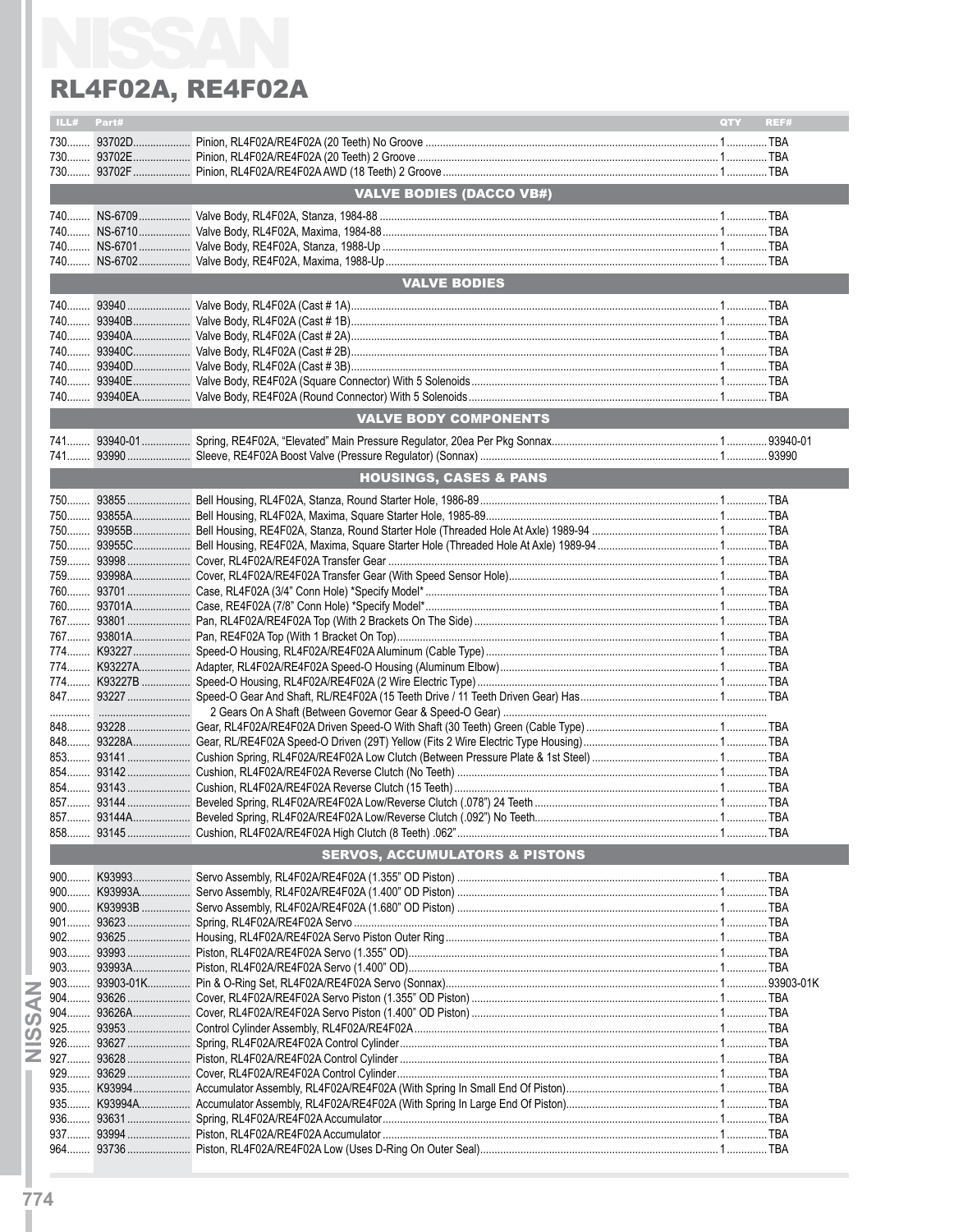# RL4F02A, RE4F02A

| ILL# | Part# | | QTY | REF# |
|---|---|---|---|---|
| 730 | 93702D | Pinion, RL4F02A/RE4F02A (20 Teeth) No Groove | 1 | TBA |
| 730 | 93702E | Pinion, RL4F02A/RE4F02A (20 Teeth) 2 Groove | 1 | TBA |
| 730 | 93702F | Pinion, RL4F02A/RE4F02A AWD (18 Teeth) 2 Groove | 1 | TBA |
| | | **VALVE BODIES (DACCO VB#)** | | |
| 740 | NS-6709 | Valve Body, RL4F02A, Stanza, 1984-88 | 1 | TBA |
| 740 | NS-6710 | Valve Body, RL4F02A, Maxima, 1984-88 | 1 | TBA |
| 740 | NS-6701 | Valve Body, RE4F02A, Stanza, 1988-Up | 1 | TBA |
| 740 | NS-6702 | Valve Body, RE4F02A, Maxima, 1988-Up | 1 | TBA |
| | | **VALVE BODIES** | | |
| 740 | 93940 | Valve Body, RL4F02A (Cast # 1A) | 1 | TBA |
| 740 | 93940B | Valve Body, RL4F02A (Cast # 1B) | 1 | TBA |
| 740 | 93940A | Valve Body, RL4F02A (Cast # 2A) | 1 | TBA |
| 740 | 93940C | Valve Body, RL4F02A (Cast # 2B) | 1 | TBA |
| 740 | 93940D | Valve Body, RL4F02A (Cast # 3B) | 1 | TBA |
| 740 | 93940E | Valve Body, RE4F02A (Square Connector) With 5 Solenoids | 1 | TBA |
| 740 | 93940EA | Valve Body, RE4F02A (Round Connector) With 5 Solenoids | 1 | TBA |
| | | **VALVE BODY COMPONENTS** | | |
| 741 | 93940-01 | Spring, RE4F02A, "Elevated" Main Pressure Regulator, 20ea Per Pkg Sonnax | 1 | 93940-01 |
| 741 | 93990 | Sleeve, RE4F02A Boost Valve (Pressure Regulator) (Sonnax) | 1 | 93990 |
| | | **HOUSINGS, CASES & PANS** | | |
| 750 | 93855 | Bell Housing, RL4F02A, Stanza, Round Starter Hole, 1986-89 | 1 | TBA |
| 750 | 93855A | Bell Housing, RL4F02A, Maxima, Square Starter Hole, 1985-89 | 1 | TBA |
| 750 | 93955B | Bell Housing, RE4F02A, Stanza, Round Starter Hole (Threaded Hole At Axle) 1989-94 | 1 | TBA |
| 750 | 93955C | Bell Housing, RE4F02A, Maxima, Square Starter Hole (Threaded Hole At Axle) 1989-94 | 1 | TBA |
| 759 | 93998 | Cover, RL4F02A/RE4F02A Transfer Gear | 1 | TBA |
| 759 | 93998A | Cover, RL4F02A/RE4F02A Transfer Gear (With Speed Sensor Hole) | 1 | TBA |
| 760 | 93701 | Case, RL4F02A (3/4" Conn Hole) *Specify Model* | 1 | TBA |
| 760 | 93701A | Case, RE4F02A (7/8" Conn Hole) *Specify Model* | 1 | TBA |
| 767 | 93801 | Pan, RL4F02A/RE4F02A Top (With 2 Brackets On The Side) | 1 | TBA |
| 767 | 93801A | Pan, RE4F02A Top (With 1 Bracket On Top) | 1 | TBA |
| 774 | K93227 | Speed-O Housing, RL4F02A/RE4F02A Aluminum (Cable Type) | 1 | TBA |
| 774 | K93227A | Adapter, RL4F02A/RE4F02A Speed-O Housing (Aluminum Elbow) | 1 | TBA |
| 774 | K93227B | Speed-O Housing, RL4F02A/RE4F02A (2 Wire Electric Type) | 1 | TBA |
| 847 | 93227 | Speed-O Gear And Shaft, RL/RE4F02A (15 Teeth Drive / 11 Teeth Driven Gear) Has 2 Gears On A Shaft (Between Governor Gear & Speed-O Gear) | 1 | TBA |
| 848 | 93228 | Gear, RL4F02A/RE4F02A Driven Speed-O With Shaft (30 Teeth) Green (Cable Type) | 1 | TBA |
| 848 | 93228A | Gear, RL/RE4F02A Speed-O Driven (29T) Yellow (Fits 2 Wire Electric Type Housing) | 1 | TBA |
| 853 | 93141 | Cushion Spring, RL4F02A/RE4F02A Low Clutch (Between Pressure Plate & 1st Steel) | 1 | TBA |
| 854 | 93142 | Cushion, RL4F02A/RE4F02A Reverse Clutch (No Teeth) | 1 | TBA |
| 854 | 93143 | Cushion, RL4F02A/RE4F02A Reverse Clutch (15 Teeth) | 1 | TBA |
| 857 | 93144 | Beveled Spring, RL4F02A/RE4F02A Low/Reverse Clutch (.078") 24 Teeth | 1 | TBA |
| 857 | 93144A | Beveled Spring, RL4F02A/RE4F02A Low/Reverse Clutch (.092") No Teeth | 1 | TBA |
| 858 | 93145 | Cushion, RL4F02A/RE4F02A High Clutch (8 Teeth) .062" | 1 | TBA |
| | | **SERVOS, ACCUMULATORS & PISTONS** | | |
| 900 | K93993 | Servo Assembly, RL4F02A/RE4F02A (1.355" OD Piston) | 1 | TBA |
| 900 | K93993A | Servo Assembly, RL4F02A/RE4F02A (1.400" OD Piston) | 1 | TBA |
| 900 | K93993B | Servo Assembly, RL4F02A/RE4F02A (1.680" OD Piston) | 1 | TBA |
| 901 | 93623 | Spring, RL4F02A/RE4F02A Servo | 1 | TBA |
| 902 | 93625 | Housing, RL4F02A/RE4F02A Servo Piston Outer Ring | 1 | TBA |
| 903 | 93993 | Piston, RL4F02A/RE4F02A Servo (1.355" OD) | 1 | TBA |
| 903 | 93993A | Piston, RL4F02A/RE4F02A Servo (1.400" OD) | 1 | TBA |
| 903 | 93903-01K | Pin & O-Ring Set, RL4F02A/RE4F02A Servo (Sonnax) | 1 | 93903-01K |
| 904 | 93626 | Cover, RL4F02A/RE4F02A Servo Piston (1.355" OD Piston) | 1 | TBA |
| 904 | 93626A | Cover, RL4F02A/RE4F02A Servo Piston (1.400" OD Piston) | 1 | TBA |
| 925 | 93953 | Control Cylinder Assembly, RL4F02A/RE4F02A | 1 | TBA |
| 926 | 93627 | Spring, RL4F02A/RE4F02A Control Cylinder | 1 | TBA |
| 927 | 93628 | Piston, RL4F02A/RE4F02A Control Cylinder | 1 | TBA |
| 929 | 93629 | Cover, RL4F02A/RE4F02A Control Cylinder | 1 | TBA |
| 935 | K93994 | Accumulator Assembly, RL4F02A/RE4F02A (With Spring In Small End Of Piston) | 1 | TBA |
| 935 | K93994A | Accumulator Assembly, RL4F02A/RE4F02A (With Spring In Large End Of Piston) | 1 | TBA |
| 936 | 93631 | Spring, RL4F02A/RE4F02A Accumulator | 1 | TBA |
| 937 | 93994 | Piston, RL4F02A/RE4F02A Accumulator | 1 | TBA |
| 964 | 93736 | Piston, RL4F02A/RE4F02A Low (Uses D-Ring On Outer Seal) | 1 | TBA |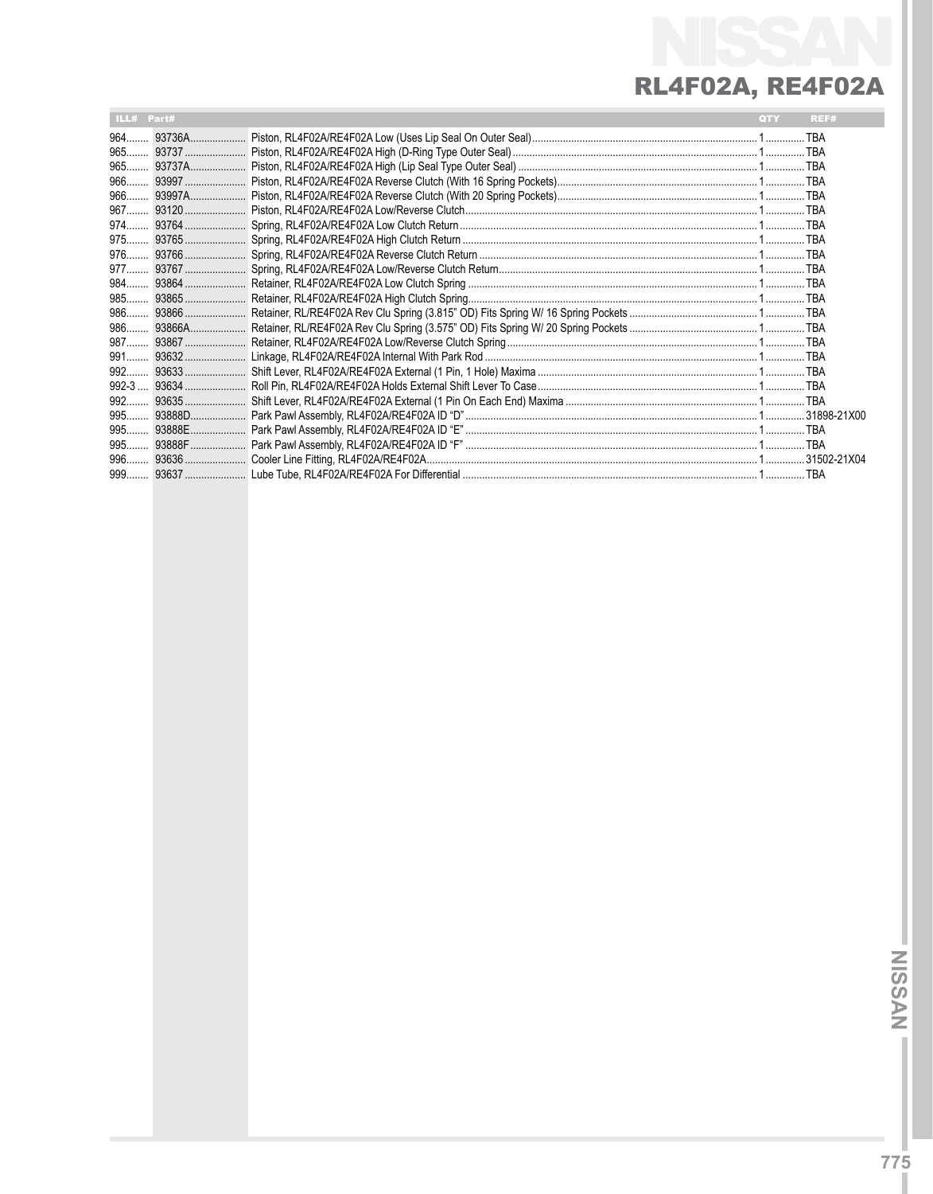# RL4F02A, RE4F02A

| ILL# | Part# | | QTY | REF# |
|---|---|---|---|---|
| 964 | 93736A | Piston, RL4F02A/RE4F02A Low (Uses Lip Seal On Outer Seal) | 1 | TBA |
| 965 | 93737 | Piston, RL4F02A/RE4F02A High (D-Ring Type Outer Seal) | 1 | TBA |
| 965 | 93737A | Piston, RL4F02A/RE4F02A High (Lip Seal Type Outer Seal) | 1 | TBA |
| 966 | 93997 | Piston, RL4F02A/RE4F02A Reverse Clutch (With 16 Spring Pockets) | 1 | TBA |
| 966 | 93997A | Piston, RL4F02A/RE4F02A Reverse Clutch (With 20 Spring Pockets) | 1 | TBA |
| 967 | 93120 | Piston, RL4F02A/RE4F02A Low/Reverse Clutch | 1 | TBA |
| 974 | 93764 | Spring, RL4F02A/RE4F02A Low Clutch Return | 1 | TBA |
| 975 | 93765 | Spring, RL4F02A/RE4F02A High Clutch Return | 1 | TBA |
| 976 | 93766 | Spring, RL4F02A/RE4F02A Reverse Clutch Return | 1 | TBA |
| 977 | 93767 | Spring, RL4F02A/RE4F02A Low/Reverse Clutch Return | 1 | TBA |
| 984 | 93864 | Retainer, RL4F02A/RE4F02A Low Clutch Spring | 1 | TBA |
| 985 | 93865 | Retainer, RL4F02A/RE4F02A High Clutch Spring | 1 | TBA |
| 986 | 93866 | Retainer, RL/RE4F02A Rev Clu Spring (3.815" OD) Fits Spring W/ 16 Spring Pockets | 1 | TBA |
| 986 | 93866A | Retainer, RL/RE4F02A Rev Clu Spring (3.575" OD) Fits Spring W/ 20 Spring Pockets | 1 | TBA |
| 987 | 93867 | Retainer, RL4F02A/RE4F02A Low/Reverse Clutch Spring | 1 | TBA |
| 991 | 93632 | Linkage, RL4F02A/RE4F02A Internal With Park Rod | 1 | TBA |
| 992 | 93633 | Shift Lever, RL4F02A/RE4F02A External (1 Pin, 1 Hole) Maxima | 1 | TBA |
| 992-3 | 93634 | Roll Pin, RL4F02A/RE4F02A Holds External Shift Lever To Case | 1 | TBA |
| 992 | 93635 | Shift Lever, RL4F02A/RE4F02A External (1 Pin On Each End) Maxima | 1 | TBA |
| 995 | 93888D | Park Pawl Assembly, RL4F02A/RE4F02A ID "D" | 1 | 31898-21X00 |
| 995 | 93888E | Park Pawl Assembly, RL4F02A/RE4F02A ID "E" | 1 | TBA |
| 995 | 93888F | Park Pawl Assembly, RL4F02A/RE4F02A ID "F" | 1 | TBA |
| 996 | 93636 | Cooler Line Fitting, RL4F02A/RE4F02A | 1 | 31502-21X04 |
| 999 | 93637 | Lube Tube, RL4F02A/RE4F02A For Differential | 1 | TBA |